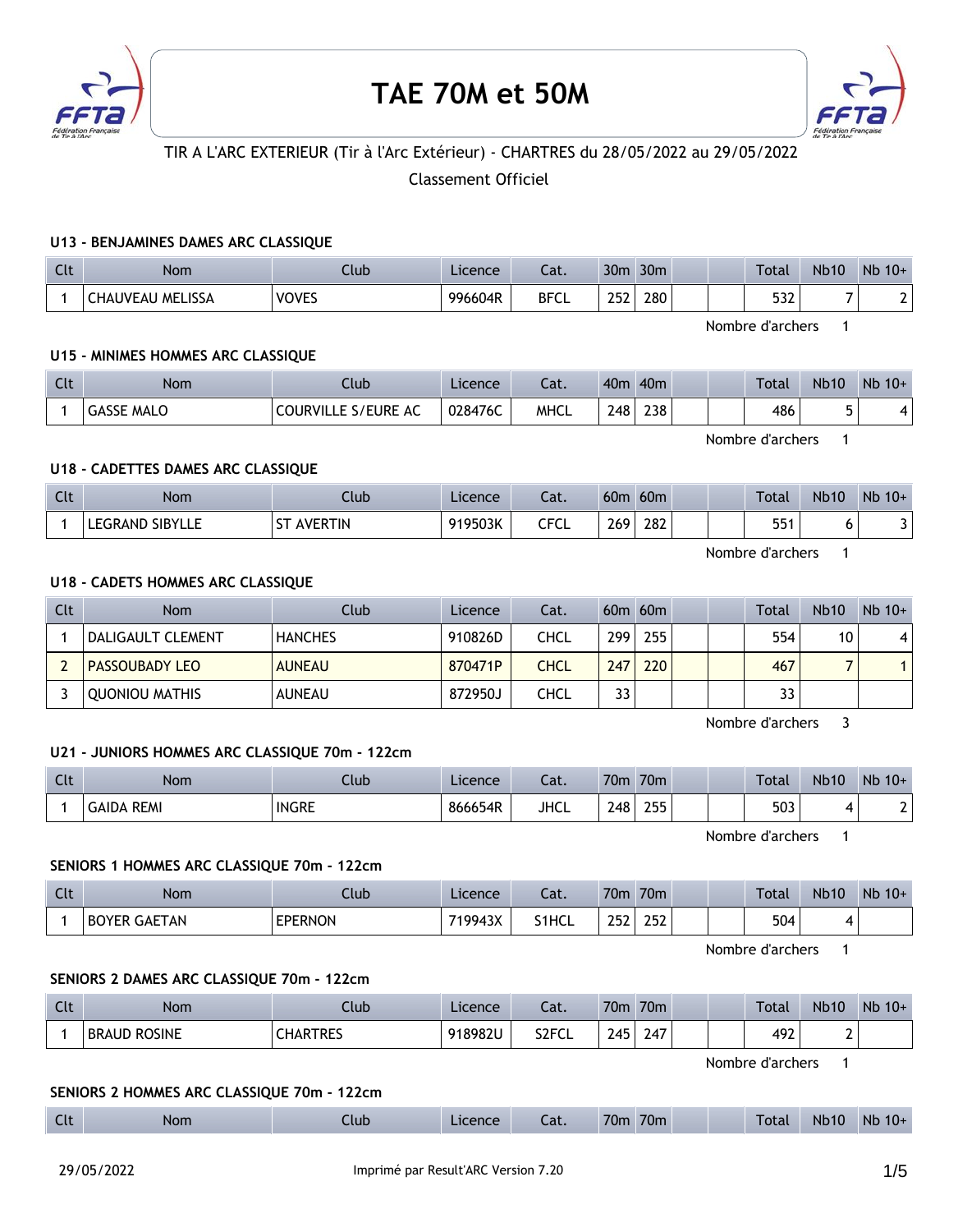# TAE 70M et 50M

TIR A L'ARC EXTERIEUR (Tir à l'Arc Extérieur) - CHARTRES du 28/05/2022 au 29/05/2022

Classement Officiel

### U13 - BENJAMINES DAMES ARC CLASSIQUE

| Clt | Nom | Club | Licence | Cat. | 30m | 30m | | | Total | Nb10 | Nb 10+ |
|---|---|---|---|---|---|---|---|---|---|---|---|
| 1 | CHAUVEAU MELISSA | VOVES | 996604R | BFCL | 252 | 280 | | | 532 | 7 | 2 |

Nombre d'archers 1

### U15 - MINIMES HOMMES ARC CLASSIQUE

| Clt | Nom | Club | Licence | Cat. | 40m | 40m | | | Total | Nb10 | Nb 10+ |
|---|---|---|---|---|---|---|---|---|---|---|---|
| 1 | GASSE MALO | COURVILLE S/EURE AC | 028476C | MHCL | 248 | 238 | | | 486 | 5 | 4 |

Nombre d'archers 1

### U18 - CADETTES DAMES ARC CLASSIQUE

| Clt | Nom | Club | Licence | Cat. | 60m | 60m | | | Total | Nb10 | Nb 10+ |
|---|---|---|---|---|---|---|---|---|---|---|---|
| 1 | LEGRAND SIBYLLE | ST AVERTIN | 919503K | CFCL | 269 | 282 | | | 551 | 6 | 3 |

Nombre d'archers 1

### U18 - CADETS HOMMES ARC CLASSIQUE

| Clt | Nom | Club | Licence | Cat. | 60m | 60m | | | Total | Nb10 | Nb 10+ |
|---|---|---|---|---|---|---|---|---|---|---|---|
| 1 | DALIGAULT CLEMENT | HANCHES | 910826D | CHCL | 299 | 255 | | | 554 | 10 | 4 |
| 2 | PASSOUBADY LEO | AUNEAU | 870471P | CHCL | 247 | 220 | | | 467 | 7 | 1 |
| 3 | QUONIOU MATHIS | AUNEAU | 872950J | CHCL | 33 | | | | 33 | | |

Nombre d'archers 3

### U21 - JUNIORS HOMMES ARC CLASSIQUE 70m - 122cm

| Clt | Nom | Club | Licence | Cat. | 70m | 70m | | | Total | Nb10 | Nb 10+ |
|---|---|---|---|---|---|---|---|---|---|---|---|
| 1 | GAIDA REMI | INGRE | 866654R | JHCL | 248 | 255 | | | 503 | 4 | 2 |

Nombre d'archers 1

### SENIORS 1 HOMMES ARC CLASSIQUE 70m - 122cm

| Clt | Nom | Club | Licence | Cat. | 70m | 70m | | | Total | Nb10 | Nb 10+ |
|---|---|---|---|---|---|---|---|---|---|---|---|
| 1 | BOYER GAETAN | EPERNON | 719943X | S1HCL | 252 | 252 | | | 504 | 4 | |

Nombre d'archers 1

### SENIORS 2 DAMES ARC CLASSIQUE 70m - 122cm

| Clt | Nom | Club | Licence | Cat. | 70m | 70m | | | Total | Nb10 | Nb 10+ |
|---|---|---|---|---|---|---|---|---|---|---|---|
| 1 | BRAUD ROSINE | CHARTRES | 918982U | S2FCL | 245 | 247 | | | 492 | 2 | |

Nombre d'archers 1

### SENIORS 2 HOMMES ARC CLASSIQUE 70m - 122cm

| Clt | Nom | Club | Licence | Cat. | 70m | 70m | | | Total | Nb10 | Nb 10+ |
|---|---|---|---|---|---|---|---|---|---|---|---|

29/05/2022 Imprimé par Result'ARC Version 7.20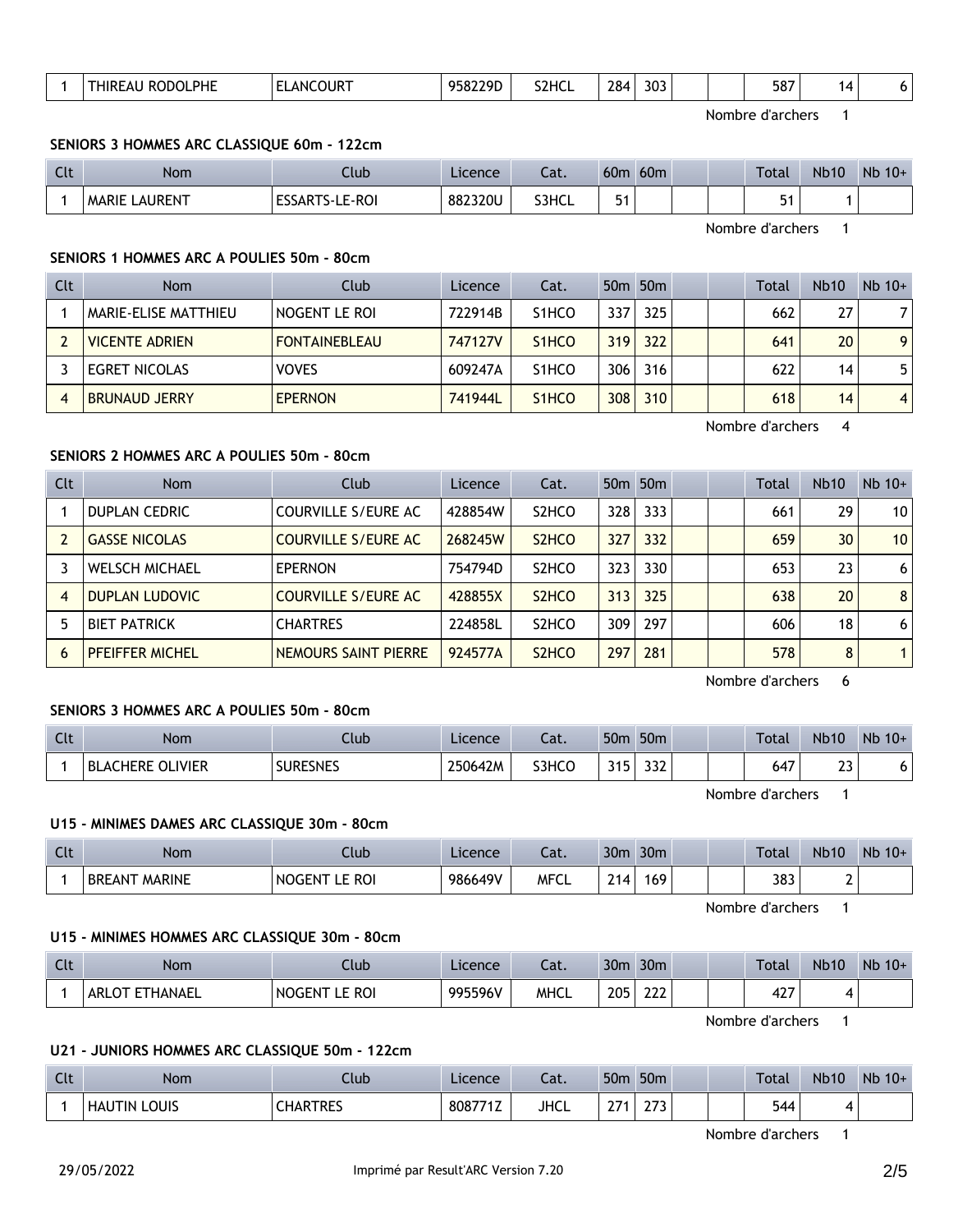| 1 | THIREAU RODOLPHE | ELANCOURT | 958229D | S2HCL | 284 | 303 | | | 587 | 14 | 6 |
|---|---|---|---|---|---|---|---|---|---|---|---|

Nombre d'archers 1

**SENIORS 3 HOMMES ARC CLASSIQUE 60m - 122cm**

| Clt | Nom | Club | Licence | Cat. | 60m | 60m | | | Total | Nb10 | Nb 10+ |
|---|---|---|---|---|---|---|---|---|---|---|---|
| 1 | MARIE LAURENT | ESSARTS-LE-ROI | 882320U | S3HCL | 51 | | | | 51 | 1 | |

Nombre d'archers 1

**SENIORS 1 HOMMES ARC A POULIES 50m - 80cm**

| Clt | Nom | Club | Licence | Cat. | 50m | 50m | | | Total | Nb10 | Nb 10+ |
|---|---|---|---|---|---|---|---|---|---|---|---|
| 1 | MARIE-ELISE MATTHIEU | NOGENT LE ROI | 722914B | S1HCO | 337 | 325 | | | 662 | 27 | 7 |
| 2 | VICENTE ADRIEN | FONTAINEBLEAU | 747127V | S1HCO | 319 | 322 | | | 641 | 20 | 9 |
| 3 | EGRET NICOLAS | VOVES | 609247A | S1HCO | 306 | 316 | | | 622 | 14 | 5 |
| 4 | BRUNAUD JERRY | EPERNON | 741944L | S1HCO | 308 | 310 | | | 618 | 14 | 4 |

Nombre d'archers 4

**SENIORS 2 HOMMES ARC A POULIES 50m - 80cm**

| Clt | Nom | Club | Licence | Cat. | 50m | 50m | | | Total | Nb10 | Nb 10+ |
|---|---|---|---|---|---|---|---|---|---|---|---|
| 1 | DUPLAN CEDRIC | COURVILLE S/EURE AC | 428854W | S2HCO | 328 | 333 | | | 661 | 29 | 10 |
| 2 | GASSE NICOLAS | COURVILLE S/EURE AC | 268245W | S2HCO | 327 | 332 | | | 659 | 30 | 10 |
| 3 | WELSCH MICHAEL | EPERNON | 754794D | S2HCO | 323 | 330 | | | 653 | 23 | 6 |
| 4 | DUPLAN LUDOVIC | COURVILLE S/EURE AC | 428855X | S2HCO | 313 | 325 | | | 638 | 20 | 8 |
| 5 | BIET PATRICK | CHARTRES | 224858L | S2HCO | 309 | 297 | | | 606 | 18 | 6 |
| 6 | PFEIFFER MICHEL | NEMOURS SAINT PIERRE | 924577A | S2HCO | 297 | 281 | | | 578 | 8 | 1 |

Nombre d'archers 6

**SENIORS 3 HOMMES ARC A POULIES 50m - 80cm**

| Clt | Nom | Club | Licence | Cat. | 50m | 50m | | | Total | Nb10 | Nb 10+ |
|---|---|---|---|---|---|---|---|---|---|---|---|
| 1 | BLACHERE OLIVIER | SURESNES | 250642M | S3HCO | 315 | 332 | | | 647 | 23 | 6 |

Nombre d'archers 1

**U15 - MINIMES DAMES ARC CLASSIQUE 30m - 80cm**

| Clt | Nom | Club | Licence | Cat. | 30m | 30m | | | Total | Nb10 | Nb 10+ |
|---|---|---|---|---|---|---|---|---|---|---|---|
| 1 | BREANT MARINE | NOGENT LE ROI | 986649V | MFCL | 214 | 169 | | | 383 | 2 | |

Nombre d'archers 1

**U15 - MINIMES HOMMES ARC CLASSIQUE 30m - 80cm**

| Clt | Nom | Club | Licence | Cat. | 30m | 30m | | | Total | Nb10 | Nb 10+ |
|---|---|---|---|---|---|---|---|---|---|---|---|
| 1 | ARLOT ETHANAEL | NOGENT LE ROI | 995596V | MHCL | 205 | 222 | | | 427 | 4 | |

Nombre d'archers 1

**U21 - JUNIORS HOMMES ARC CLASSIQUE 50m - 122cm**

| Clt | Nom | Club | Licence | Cat. | 50m | 50m | | | Total | Nb10 | Nb 10+ |
|---|---|---|---|---|---|---|---|---|---|---|---|
| 1 | HAUTIN LOUIS | CHARTRES | 808771Z | JHCL | 271 | 273 | | | 544 | 4 | |

Nombre d'archers 1

29/05/2022 Imprimé par Result'ARC Version 7.20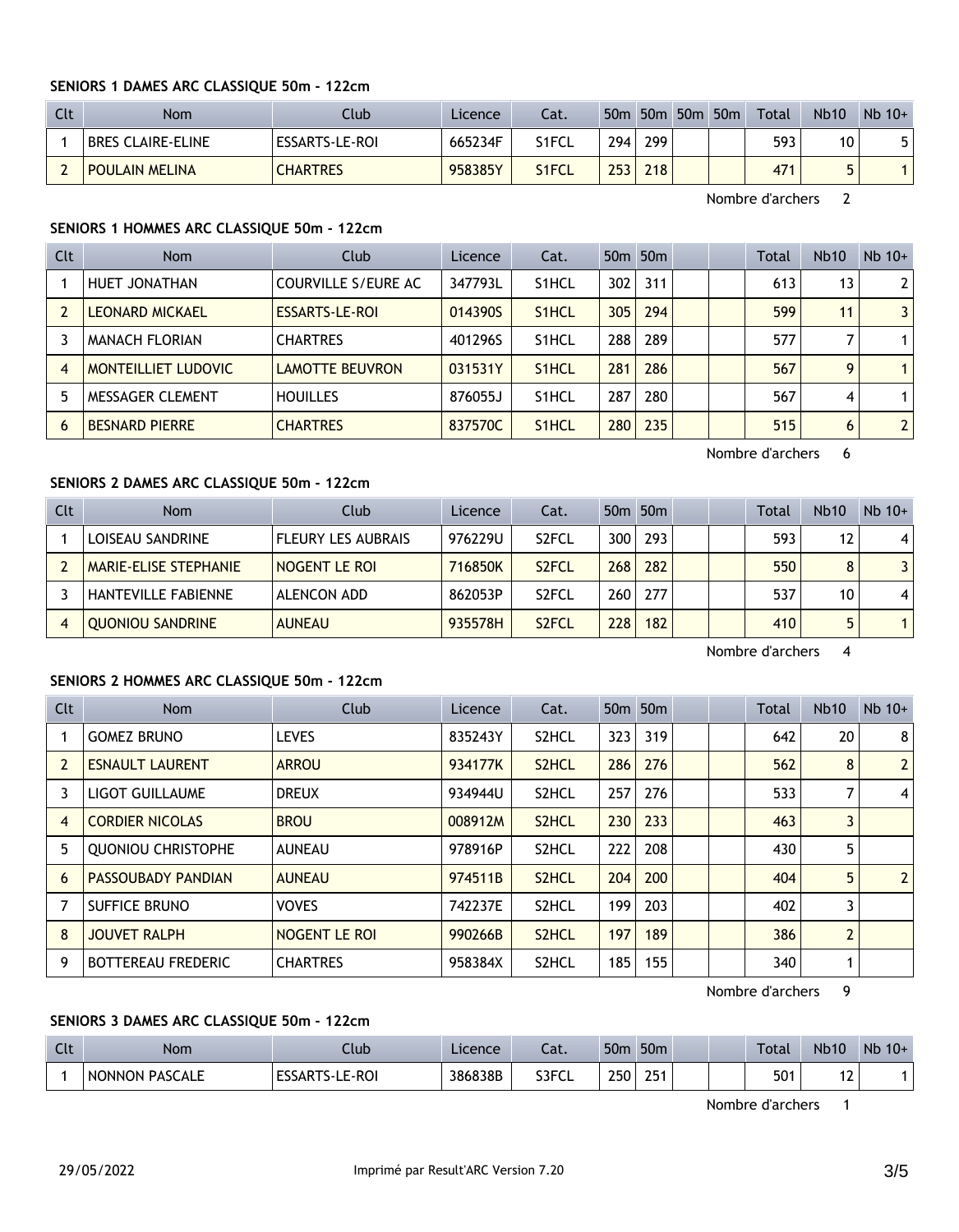### SENIORS 1 DAMES ARC CLASSIQUE 50m - 122cm

| Clt | Nom | Club | Licence | Cat. | 50m | 50m | 50m | 50m | Total | Nb10 | Nb 10+ |
|---|---|---|---|---|---|---|---|---|---|---|---|
| 1 | BRES CLAIRE-ELINE | ESSARTS-LE-ROI | 665234F | S1FCL | 294 | 299 | | | 593 | 10 | 5 |
| 2 | POULAIN MELINA | CHARTRES | 958385Y | S1FCL | 253 | 218 | | | 471 | 5 | 1 |

Nombre d'archers 2

### SENIORS 1 HOMMES ARC CLASSIQUE 50m - 122cm

| Clt | Nom | Club | Licence | Cat. | 50m | 50m | | | Total | Nb10 | Nb 10+ |
|---|---|---|---|---|---|---|---|---|---|---|---|
| 1 | HUET JONATHAN | COURVILLE S/EURE AC | 347793L | S1HCL | 302 | 311 | | | 613 | 13 | 2 |
| 2 | LEONARD MICKAEL | ESSARTS-LE-ROI | 014390S | S1HCL | 305 | 294 | | | 599 | 11 | 3 |
| 3 | MANACH FLORIAN | CHARTRES | 401296S | S1HCL | 288 | 289 | | | 577 | 7 | 1 |
| 4 | MONTEILLIET LUDOVIC | LAMOTTE BEUVRON | 031531Y | S1HCL | 281 | 286 | | | 567 | 9 | 1 |
| 5 | MESSAGER CLEMENT | HOUILLES | 876055J | S1HCL | 287 | 280 | | | 567 | 4 | 1 |
| 6 | BESNARD PIERRE | CHARTRES | 837570C | S1HCL | 280 | 235 | | | 515 | 6 | 2 |

Nombre d'archers 6

### SENIORS 2 DAMES ARC CLASSIQUE 50m - 122cm

| Clt | Nom | Club | Licence | Cat. | 50m | 50m | | | Total | Nb10 | Nb 10+ |
|---|---|---|---|---|---|---|---|---|---|---|---|
| 1 | LOISEAU SANDRINE | FLEURY LES AUBRAIS | 976229U | S2FCL | 300 | 293 | | | 593 | 12 | 4 |
| 2 | MARIE-ELISE STEPHANIE | NOGENT LE ROI | 716850K | S2FCL | 268 | 282 | | | 550 | 8 | 3 |
| 3 | HANTEVILLE FABIENNE | ALENCON ADD | 862053P | S2FCL | 260 | 277 | | | 537 | 10 | 4 |
| 4 | QUONIOU SANDRINE | AUNEAU | 935578H | S2FCL | 228 | 182 | | | 410 | 5 | 1 |

Nombre d'archers 4

### SENIORS 2 HOMMES ARC CLASSIQUE 50m - 122cm

| Clt | Nom | Club | Licence | Cat. | 50m | 50m | | | Total | Nb10 | Nb 10+ |
|---|---|---|---|---|---|---|---|---|---|---|---|
| 1 | GOMEZ BRUNO | LEVES | 835243Y | S2HCL | 323 | 319 | | | 642 | 20 | 8 |
| 2 | ESNAULT LAURENT | ARROU | 934177K | S2HCL | 286 | 276 | | | 562 | 8 | 2 |
| 3 | LIGOT GUILLAUME | DREUX | 934944U | S2HCL | 257 | 276 | | | 533 | 7 | 4 |
| 4 | CORDIER NICOLAS | BROU | 008912M | S2HCL | 230 | 233 | | | 463 | 3 | |
| 5 | QUONIOU CHRISTOPHE | AUNEAU | 978916P | S2HCL | 222 | 208 | | | 430 | 5 | |
| 6 | PASSOUBADY PANDIAN | AUNEAU | 974511B | S2HCL | 204 | 200 | | | 404 | 5 | 2 |
| 7 | SUFFICE BRUNO | VOVES | 742237E | S2HCL | 199 | 203 | | | 402 | 3 | |
| 8 | JOUVET RALPH | NOGENT LE ROI | 990266B | S2HCL | 197 | 189 | | | 386 | 2 | |
| 9 | BOTTEREAU FREDERIC | CHARTRES | 958384X | S2HCL | 185 | 155 | | | 340 | 1 | |

Nombre d'archers 9

### SENIORS 3 DAMES ARC CLASSIQUE 50m - 122cm

| Clt | Nom | Club | Licence | Cat. | 50m | 50m | | | Total | Nb10 | Nb 10+ |
|---|---|---|---|---|---|---|---|---|---|---|---|
| 1 | NONNON PASCALE | ESSARTS-LE-ROI | 386838B | S3FCL | 250 | 251 | | | 501 | 12 | 1 |

Nombre d'archers 1

29/05/2022 Imprimé par Result'ARC Version 7.20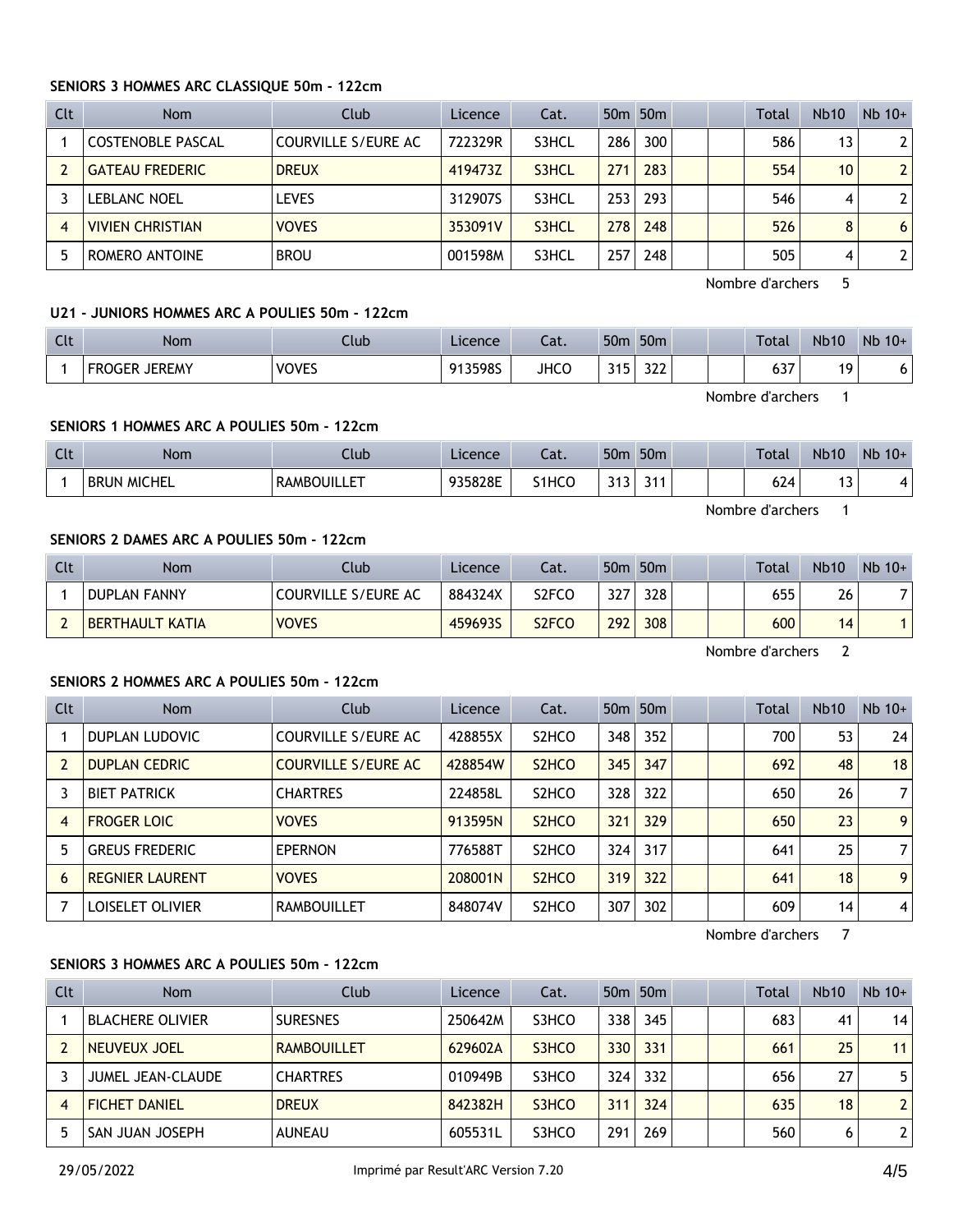### SENIORS 3 HOMMES ARC CLASSIQUE 50m - 122cm

| Clt | Nom | Club | Licence | Cat. | 50m | 50m | | | Total | Nb10 | Nb 10+ |
|---|---|---|---|---|---|---|---|---|---|---|---|
| 1 | COSTENOBLE PASCAL | COURVILLE S/EURE AC | 722329R | S3HCL | 286 | 300 | | | 586 | 13 | 2 |
| 2 | GATEAU FREDERIC | DREUX | 419473Z | S3HCL | 271 | 283 | | | 554 | 10 | 2 |
| 3 | LEBLANC NOEL | LEVES | 312907S | S3HCL | 253 | 293 | | | 546 | 4 | 2 |
| 4 | VIVIEN CHRISTIAN | VOVES | 353091V | S3HCL | 278 | 248 | | | 526 | 8 | 6 |
| 5 | ROMERO ANTOINE | BROU | 001598M | S3HCL | 257 | 248 | | | 505 | 4 | 2 |

Nombre d'archers 5

### U21 - JUNIORS HOMMES ARC A POULIES 50m - 122cm

| Clt | Nom | Club | Licence | Cat. | 50m | 50m | | | Total | Nb10 | Nb 10+ |
|---|---|---|---|---|---|---|---|---|---|---|---|
| 1 | FROGER JEREMY | VOVES | 913598S | JHCO | 315 | 322 | | | 637 | 19 | 6 |

Nombre d'archers 1

### SENIORS 1 HOMMES ARC A POULIES 50m - 122cm

| Clt | Nom | Club | Licence | Cat. | 50m | 50m | | | Total | Nb10 | Nb 10+ |
|---|---|---|---|---|---|---|---|---|---|---|---|
| 1 | BRUN MICHEL | RAMBOUILLET | 935828E | S1HCO | 313 | 311 | | | 624 | 13 | 4 |

Nombre d'archers 1

### SENIORS 2 DAMES ARC A POULIES 50m - 122cm

| Clt | Nom | Club | Licence | Cat. | 50m | 50m | | | Total | Nb10 | Nb 10+ |
|---|---|---|---|---|---|---|---|---|---|---|---|
| 1 | DUPLAN FANNY | COURVILLE S/EURE AC | 884324X | S2FCO | 327 | 328 | | | 655 | 26 | 7 |
| 2 | BERTHAULT KATIA | VOVES | 459693S | S2FCO | 292 | 308 | | | 600 | 14 | 1 |

Nombre d'archers 2

### SENIORS 2 HOMMES ARC A POULIES 50m - 122cm

| Clt | Nom | Club | Licence | Cat. | 50m | 50m | | | Total | Nb10 | Nb 10+ |
|---|---|---|---|---|---|---|---|---|---|---|---|
| 1 | DUPLAN LUDOVIC | COURVILLE S/EURE AC | 428855X | S2HCO | 348 | 352 | | | 700 | 53 | 24 |
| 2 | DUPLAN CEDRIC | COURVILLE S/EURE AC | 428854W | S2HCO | 345 | 347 | | | 692 | 48 | 18 |
| 3 | BIET PATRICK | CHARTRES | 224858L | S2HCO | 328 | 322 | | | 650 | 26 | 7 |
| 4 | FROGER LOIC | VOVES | 913595N | S2HCO | 321 | 329 | | | 650 | 23 | 9 |
| 5 | GREUS FREDERIC | EPERNON | 776588T | S2HCO | 324 | 317 | | | 641 | 25 | 7 |
| 6 | REGNIER LAURENT | VOVES | 208001N | S2HCO | 319 | 322 | | | 641 | 18 | 9 |
| 7 | LOISELET OLIVIER | RAMBOUILLET | 848074V | S2HCO | 307 | 302 | | | 609 | 14 | 4 |

Nombre d'archers 7

### SENIORS 3 HOMMES ARC A POULIES 50m - 122cm

| Clt | Nom | Club | Licence | Cat. | 50m | 50m | | | Total | Nb10 | Nb 10+ |
|---|---|---|---|---|---|---|---|---|---|---|---|
| 1 | BLACHERE OLIVIER | SURESNES | 250642M | S3HCO | 338 | 345 | | | 683 | 41 | 14 |
| 2 | NEUVEUX JOEL | RAMBOUILLET | 629602A | S3HCO | 330 | 331 | | | 661 | 25 | 11 |
| 3 | JUMEL JEAN-CLAUDE | CHARTRES | 010949B | S3HCO | 324 | 332 | | | 656 | 27 | 5 |
| 4 | FICHET DANIEL | DREUX | 842382H | S3HCO | 311 | 324 | | | 635 | 18 | 2 |
| 5 | SAN JUAN JOSEPH | AUNEAU | 605531L | S3HCO | 291 | 269 | | | 560 | 6 | 2 |

29/05/2022 Imprimé par Result'ARC Version 7.20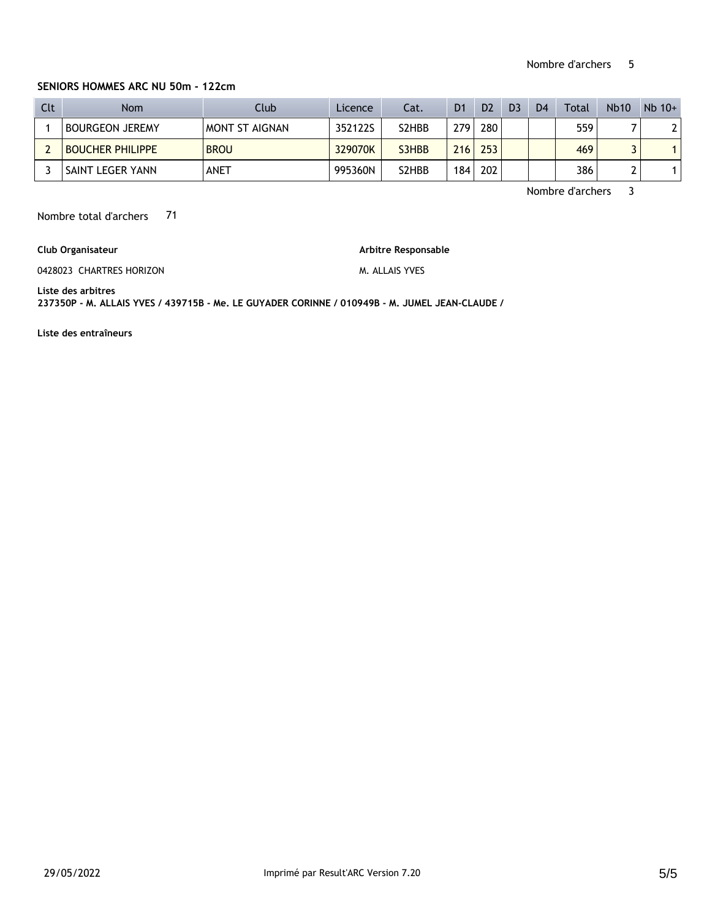Nombre d'archers 5

**SENIORS HOMMES ARC NU 50m - 122cm**

| Clt | Nom | Club | Licence | Cat. | D1 | D2 | D3 | D4 | Total | Nb10 | Nb 10+ |
|---|---|---|---|---|---|---|---|---|---|---|---|
| 1 | BOURGEON JEREMY | MONT ST AIGNAN | 352122S | S2HBB | 279 | 280 | | | 559 | 7 | 2 |
| 2 | BOUCHER PHILIPPE | BROU | 329070K | S3HBB | 216 | 253 | | | 469 | 3 | 1 |
| 3 | SAINT LEGER YANN | ANET | 995360N | S2HBB | 184 | 202 | | | 386 | 2 | 1 |

Nombre d'archers 3

Nombre total d'archers 71

**Club Organisateur**

0428023 CHARTRES HORIZON

**Arbitre Responsable**

M. ALLAIS YVES

**Liste des arbitres**

**237350P - M. ALLAIS YVES / 439715B - Me. LE GUYADER CORINNE / 010949B - M. JUMEL JEAN-CLAUDE /**

**Liste des entraîneurs**

29/05/2022 Imprimé par Result'ARC Version 7.20